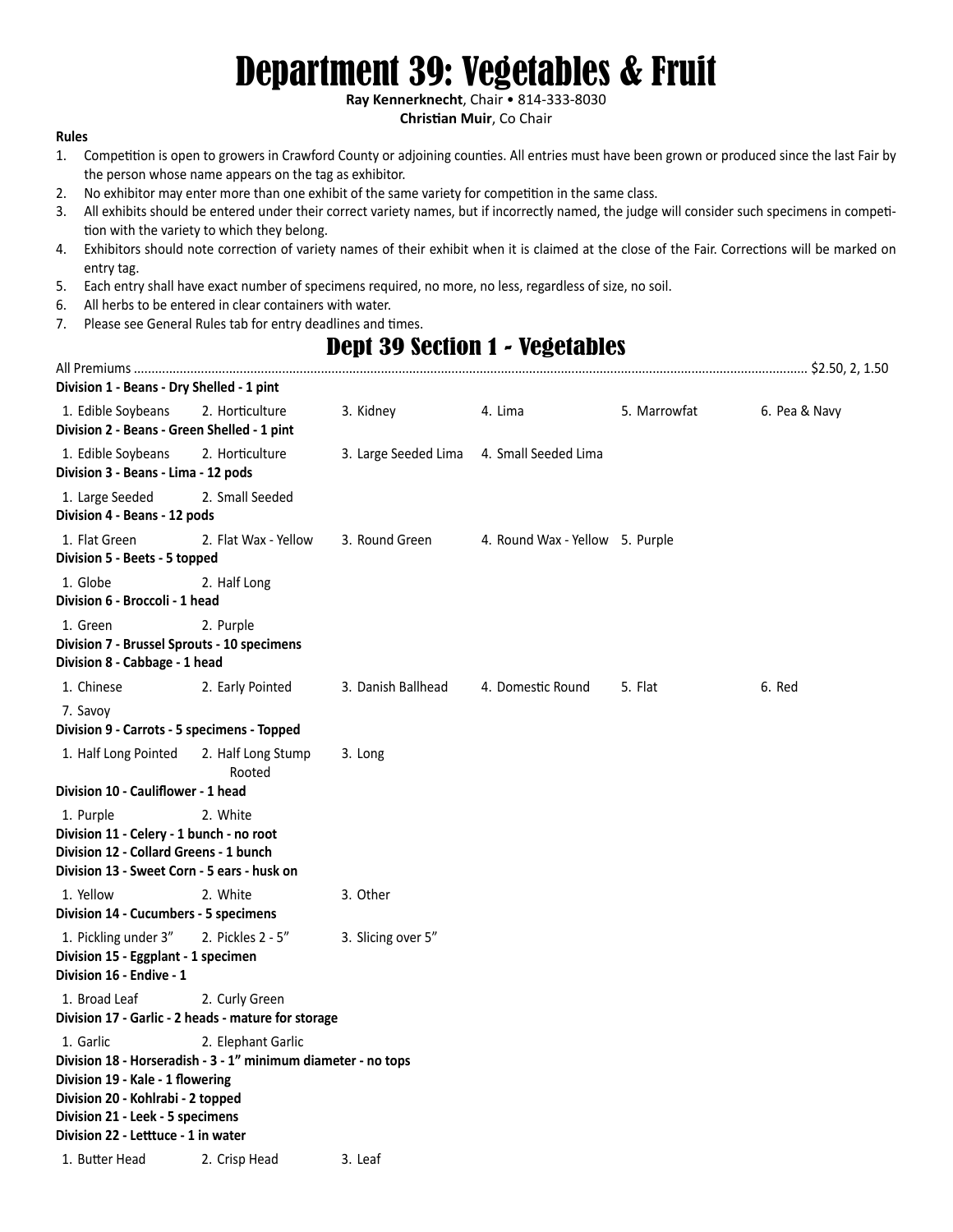# Department 39: Vegetables & Fruit

**Ray Kennerknecht**, Chair • 814-333-8030
**Christian Muir**, Co Chair

**Rules**

1. Competition is open to growers in Crawford County or adjoining counties. All entries must have been grown or produced since the last Fair by the person whose name appears on the tag as exhibitor.
2. No exhibitor may enter more than one exhibit of the same variety for competition in the same class.
3. All exhibits should be entered under their correct variety names, but if incorrectly named, the judge will consider such specimens in competition with the variety to which they belong.
4. Exhibitors should note correction of variety names of their exhibit when it is claimed at the close of the Fair. Corrections will be marked on entry tag.
5. Each entry shall have exact number of specimens required, no more, no less, regardless of size, no soil.
6. All herbs to be entered in clear containers with water.
7. Please see General Rules tab for entry deadlines and times.

## Dept 39 Section 1 - Vegetables

All Premiums ........ $2.50, 2, 1.50

**Division 1 - Beans - Dry Shelled - 1 pint**

1. Edible Soybeans
2. Horticulture
3. Kidney
4. Lima
5. Marrowfat
6. Pea & Navy

**Division 2 - Beans - Green Shelled - 1 pint**

1. Edible Soybeans
2. Horticulture
3. Large Seeded Lima
4. Small Seeded Lima

**Division 3 - Beans - Lima - 12 pods**

1. Large Seeded
2. Small Seeded

**Division 4 - Beans - 12 pods**

1. Flat Green
2. Flat Wax - Yellow
3. Round Green
4. Round Wax - Yellow
5. Purple

**Division 5 - Beets - 5 topped**

1. Globe
2. Half Long

**Division 6 - Broccoli - 1 head**

1. Green
2. Purple

**Division 7 - Brussel Sprouts - 10 specimens**

**Division 8 - Cabbage - 1 head**

1. Chinese
2. Early Pointed
3. Danish Ballhead
4. Domestic Round
5. Flat
6. Red
7. Savoy

**Division 9 - Carrots - 5 specimens - Topped**

1. Half Long Pointed
2. Half Long Stump Rooted
3. Long

**Division 10 - Cauliflower - 1 head**

1. Purple
2. White

**Division 11 - Celery - 1 bunch - no root**

**Division 12 - Collard Greens - 1 bunch**

**Division 13 - Sweet Corn - 5 ears - husk on**

1. Yellow
2. White
3. Other

**Division 14 - Cucumbers - 5 specimens**

1. Pickling under 3"
2. Pickles 2 - 5"
3. Slicing over 5"

**Division 15 - Eggplant - 1 specimen**

**Division 16 - Endive - 1**

1. Broad Leaf
2. Curly Green

**Division 17 - Garlic - 2 heads - mature for storage**

1. Garlic
2. Elephant Garlic

**Division 18 - Horseradish - 3 - 1" minimum diameter - no tops**

**Division 19 - Kale - 1 flowering**

**Division 20 - Kohlrabi - 2 topped**

**Division 21 - Leek - 5 specimens**

**Division 22 - Letttuce - 1 in water**

1. Butter Head
2. Crisp Head
3. Leaf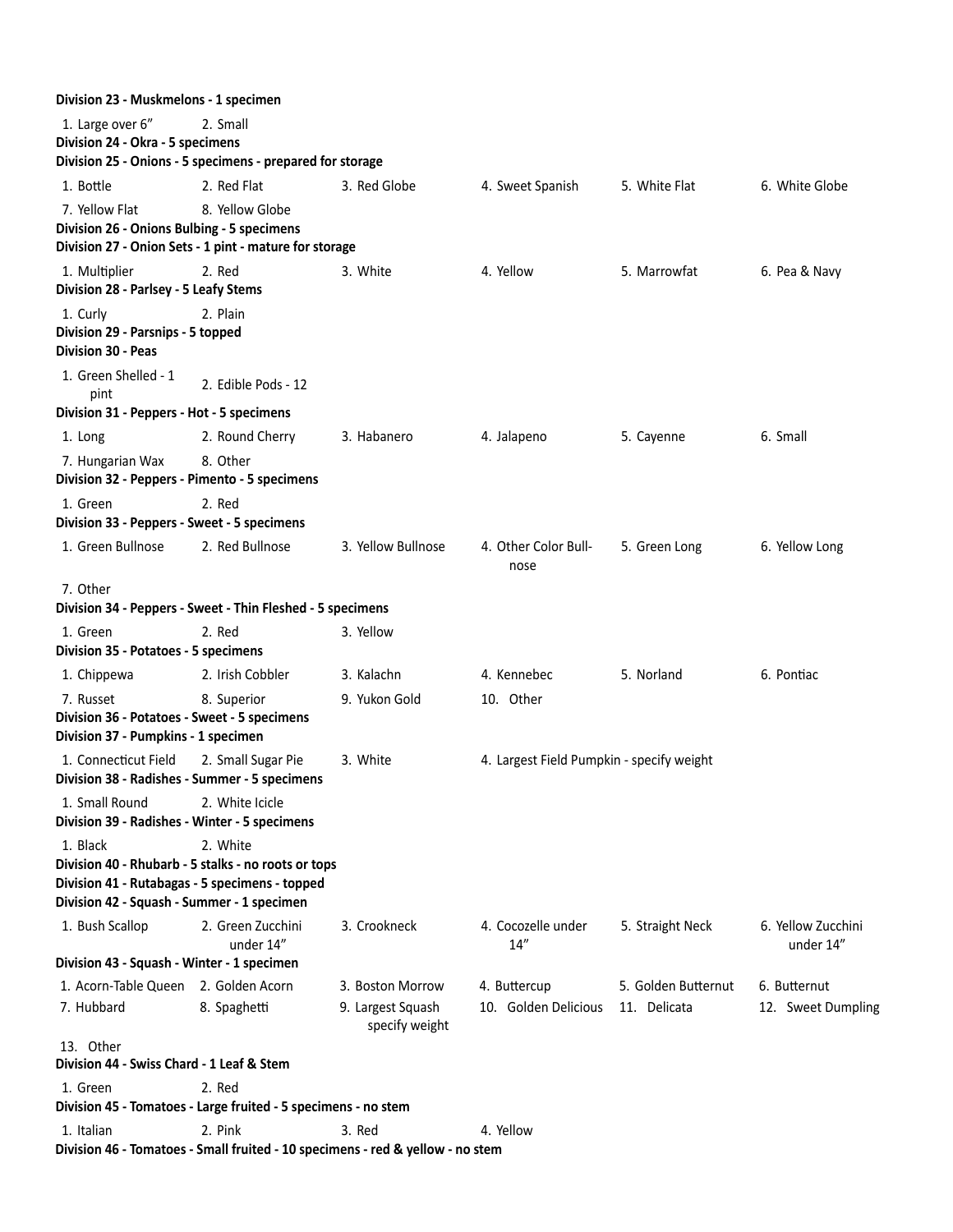**Division 23 - Muskmelons - 1 specimen**

1. Large over 6″
2. Small

**Division 24 - Okra - 5 specimens**

**Division 25 - Onions - 5 specimens - prepared for storage**

1. Bottle
2. Red Flat
3. Red Globe
4. Sweet Spanish
5. White Flat
6. White Globe
7. Yellow Flat
8. Yellow Globe

**Division 26 - Onions Bulbing - 5 specimens**

**Division 27 - Onion Sets - 1 pint - mature for storage**

1. Multiplier
2. Red
3. White
4. Yellow
5. Marrowfat
6. Pea & Navy

**Division 28 - Parlsey - 5 Leafy Stems**

1. Curly
2. Plain

**Division 29 - Parsnips - 5 topped**

**Division 30 - Peas**

1. Green Shelled - 1 pint
2. Edible Pods - 12

**Division 31 - Peppers - Hot - 5 specimens**

1. Long
2. Round Cherry
3. Habanero
4. Jalapeno
5. Cayenne
6. Small
7. Hungarian Wax
8. Other

**Division 32 - Peppers - Pimento - 5 specimens**

1. Green
2. Red

**Division 33 - Peppers - Sweet - 5 specimens**

1. Green Bullnose
2. Red Bullnose
3. Yellow Bullnose
4. Other Color Bull-nose
5. Green Long
6. Yellow Long
7. Other

**Division 34 - Peppers - Sweet - Thin Fleshed - 5 specimens**

1. Green
2. Red
3. Yellow

**Division 35 - Potatoes - 5 specimens**

1. Chippewa
2. Irish Cobbler
3. Kalachn
4. Kennebec
5. Norland
6. Pontiac
7. Russet
8. Superior
9. Yukon Gold
10. Other

**Division 36 - Potatoes - Sweet - 5 specimens**

**Division 37 - Pumpkins - 1 specimen**

1. Connecticut Field
2. Small Sugar Pie
3. White
4. Largest Field Pumpkin - specify weight

**Division 38 - Radishes - Summer - 5 specimens**

1. Small Round
2. White Icicle

**Division 39 - Radishes - Winter - 5 specimens**

1. Black
2. White

**Division 40 - Rhubarb - 5 stalks - no roots or tops**

**Division 41 - Rutabagas - 5 specimens - topped**

**Division 42 - Squash - Summer - 1 specimen**

1. Bush Scallop
2. Green Zucchini under 14″
3. Crookneck
4. Cocozelle under 14″
5. Straight Neck
6. Yellow Zucchini under 14″

**Division 43 - Squash - Winter - 1 specimen**

1. Acorn-Table Queen
2. Golden Acorn
3. Boston Morrow
4. Buttercup
5. Golden Butternut
6. Butternut
7. Hubbard
8. Spaghetti
9. Largest Squash specify weight
10. Golden Delicious
11. Delicata
12. Sweet Dumpling
13. Other

**Division 44 - Swiss Chard - 1 Leaf & Stem**

1. Green
2. Red

**Division 45 - Tomatoes - Large fruited - 5 specimens - no stem**

1. Italian
2. Pink
3. Red
4. Yellow

**Division 46 - Tomatoes - Small fruited - 10 specimens - red & yellow - no stem**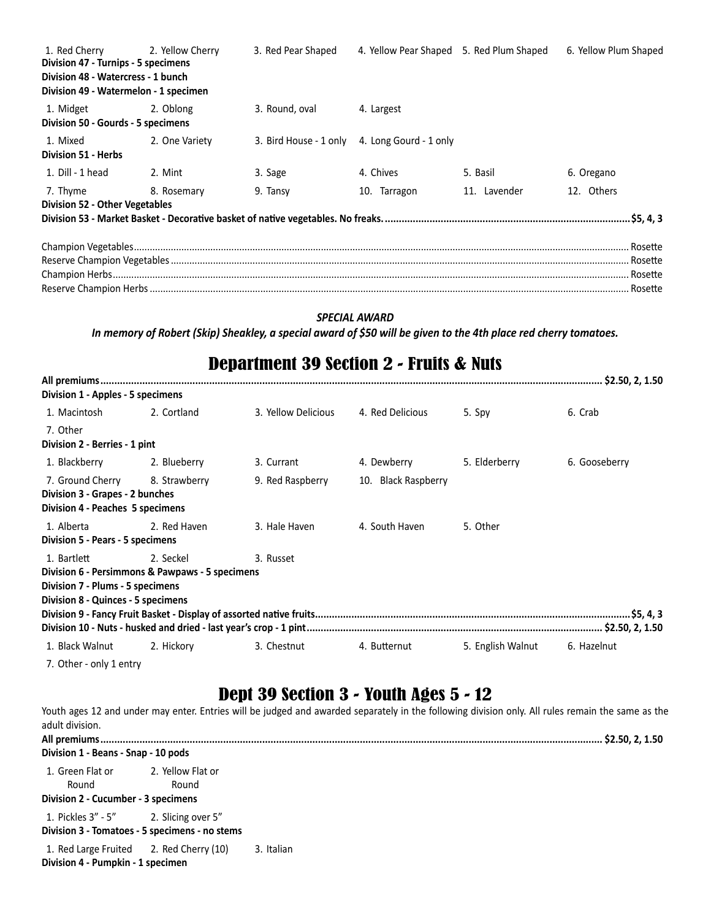| | | | | | |
|---|---|---|---|---|---|
| 1. Red Cherry | 2. Yellow Cherry | 3. Red Pear Shaped | 4. Yellow Pear Shaped | 5. Red Plum Shaped | 6. Yellow Plum Shaped |

**Division 47 - Turnips - 5 specimens**

**Division 48 - Watercress - 1 bunch**

**Division 49 - Watermelon - 1 specimen**

| | | | |
|---|---|---|---|
| 1. Midget | 2. Oblong | 3. Round, oval | 4. Largest |

**Division 50 - Gourds - 5 specimens**

| | | | |
|---|---|---|---|
| 1. Mixed | 2. One Variety | 3. Bird House - 1 only | 4. Long Gourd - 1 only |

**Division 51 - Herbs**

| | | | | | |
|---|---|---|---|---|---|
| 1. Dill - 1 head | 2. Mint | 3. Sage | 4. Chives | 5. Basil | 6. Oregano |
| 7. Thyme | 8. Rosemary | 9. Tansy | 10. Tarragon | 11. Lavender | 12. Others |

**Division 52 - Other Vegetables**

**Division 53 - Market Basket - Decorative basket of native vegetables. No freaks. .......... $5, 4, 3**

Champion Vegetables .......... Rosette
Reserve Champion Vegetables .......... Rosette
Champion Herbs .......... Rosette
Reserve Champion Herbs .......... Rosette

***SPECIAL AWARD***

***In memory of Robert (Skip) Sheakley, a special award of $50 will be given to the 4th place red cherry tomatoes.***

# Department 39 Section 2 - Fruits & Nuts

**All premiums .......... $2.50, 2, 1.50**

**Division 1 - Apples - 5 specimens**

| | | | | | |
|---|---|---|---|---|---|
| 1. Macintosh | 2. Cortland | 3. Yellow Delicious | 4. Red Delicious | 5. Spy | 6. Crab |
| 7. Other | | | | | |

**Division 2 - Berries - 1 pint**

| | | | | | |
|---|---|---|---|---|---|
| 1. Blackberry | 2. Blueberry | 3. Currant | 4. Dewberry | 5. Elderberry | 6. Gooseberry |
| 7. Ground Cherry | 8. Strawberry | 9. Red Raspberry | 10. Black Raspberry | | |

**Division 3 - Grapes - 2 bunches**

**Division 4 - Peaches 5 specimens**

| | | | | |
|---|---|---|---|---|
| 1. Alberta | 2. Red Haven | 3. Hale Haven | 4. South Haven | 5. Other |

**Division 5 - Pears - 5 specimens**

| | | |
|---|---|---|
| 1. Bartlett | 2. Seckel | 3. Russet |

**Division 6 - Persimmons & Pawpaws - 5 specimens**

**Division 7 - Plums - 5 specimens**

**Division 8 - Quinces - 5 specimens**

**Division 9 - Fancy Fruit Basket - Display of assorted native fruits .......... $5, 4, 3**

**Division 10 - Nuts - husked and dried - last year's crop - 1 pint .......... $2.50, 2, 1.50**

| | | | | | |
|---|---|---|---|---|---|
| 1. Black Walnut | 2. Hickory | 3. Chestnut | 4. Butternut | 5. English Walnut | 6. Hazelnut |
| 7. Other - only 1 entry | | | | | |

# Dept 39 Section 3 - Youth Ages 5 - 12

Youth ages 12 and under may enter. Entries will be judged and awarded separately in the following division only. All rules remain the same as the adult division.

**All premiums .......... $2.50, 2, 1.50**

**Division 1 - Beans - Snap - 10 pods**

| | |
|---|---|
| 1. Green Flat or Round | 2. Yellow Flat or Round |

**Division 2 - Cucumber - 3 specimens**

| | |
|---|---|
| 1. Pickles 3" - 5" | 2. Slicing over 5" |

**Division 3 - Tomatoes - 5 specimens - no stems**

| | | |
|---|---|---|
| 1. Red Large Fruited | 2. Red Cherry (10) | 3. Italian |

**Division 4 - Pumpkin - 1 specimen**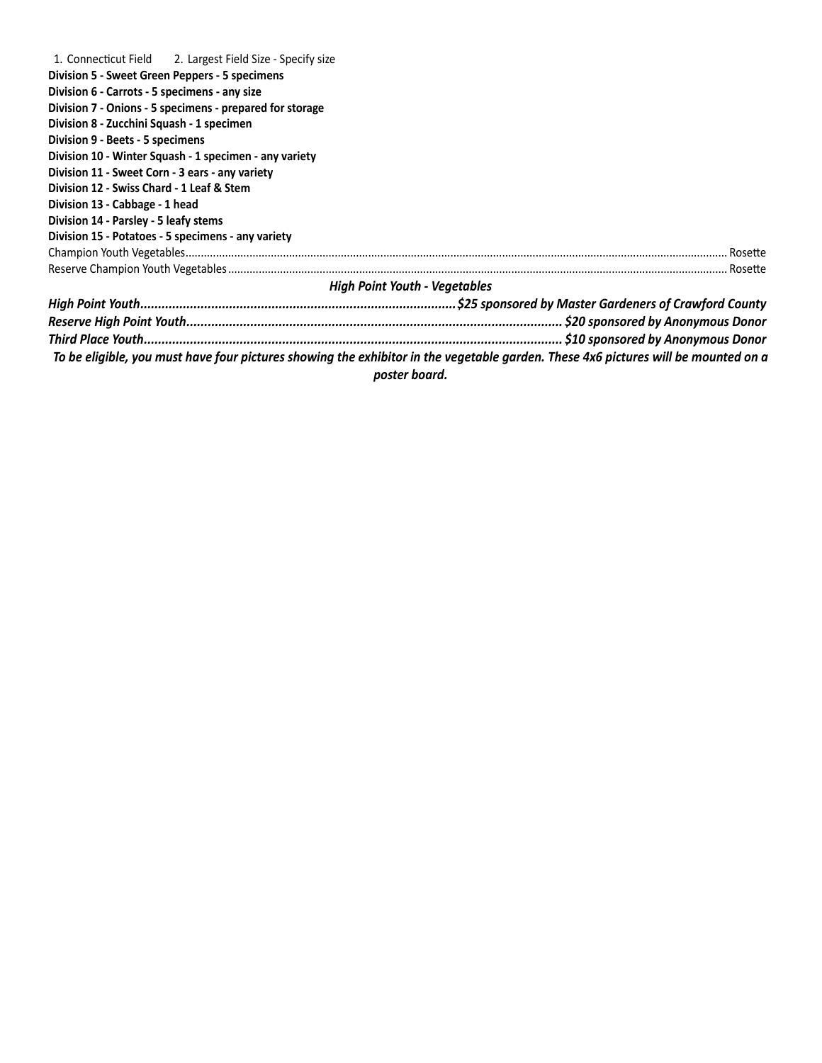1. Connecticut Field 2. Largest Field Size - Specify size

**Division 5 - Sweet Green Peppers - 5 specimens**

**Division 6 - Carrots - 5 specimens - any size**

**Division 7 - Onions - 5 specimens - prepared for storage**

**Division 8 - Zucchini Squash - 1 specimen**

**Division 9 - Beets - 5 specimens**

**Division 10 - Winter Squash - 1 specimen - any variety**

**Division 11 - Sweet Corn - 3 ears - any variety**

**Division 12 - Swiss Chard - 1 Leaf & Stem**

**Division 13 - Cabbage - 1 head**

**Division 14 - Parsley - 5 leafy stems**

**Division 15 - Potatoes - 5 specimens - any variety**

Champion Youth Vegetables.................................................................................................................................................................. Rosette

Reserve Champion Youth Vegetables..................................................................................................................................................... Rosette

***High Point Youth - Vegetables***

***High Point Youth........................................................................................$25 sponsored by Master Gardeners of Crawford County***

***Reserve High Point Youth......................................................................................................... $20 sponsored by Anonymous Donor***

***Third Place Youth.................................................................................................................... $10 sponsored by Anonymous Donor***

***To be eligible, you must have four pictures showing the exhibitor in the vegetable garden. These 4x6 pictures will be mounted on a poster board.***